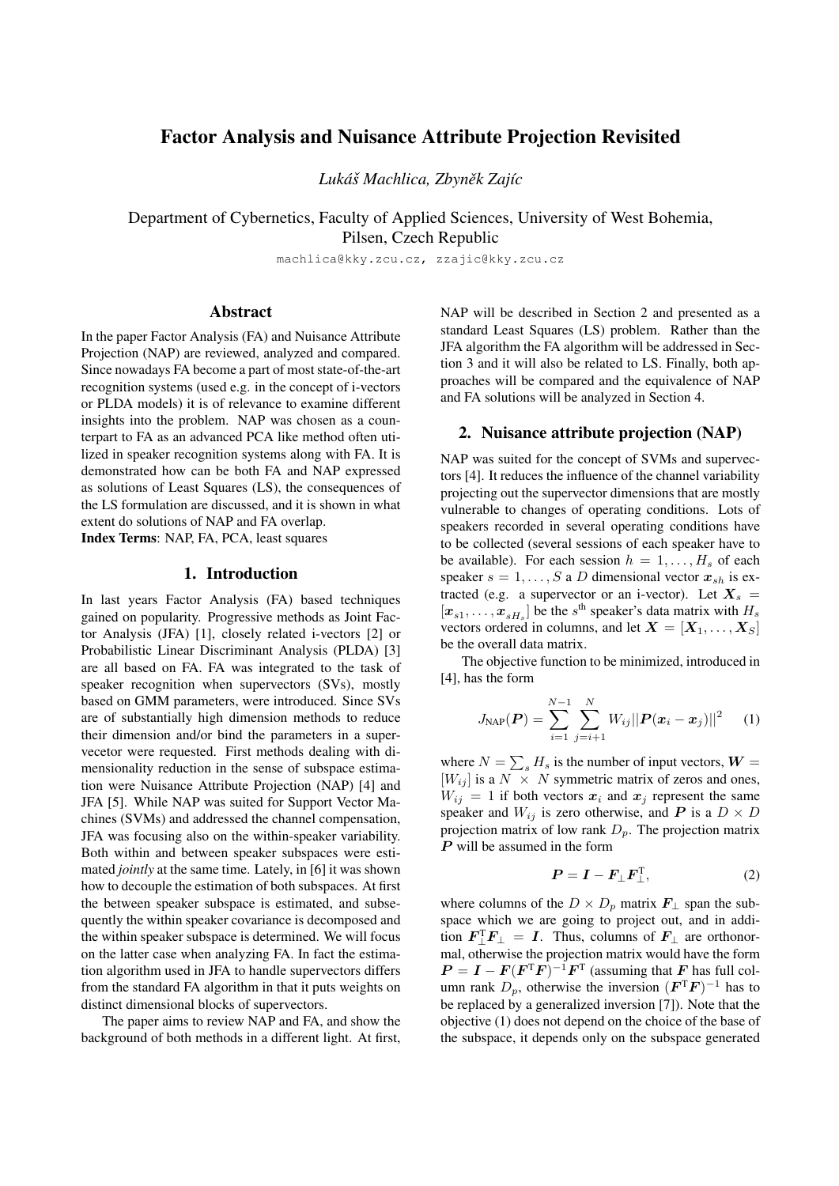# Factor Analysis and Nuisance Attribute Projection Revisited

*Lukáš Machlica, Zbyněk Zajíc*

Department of Cybernetics, Faculty of Applied Sciences, University of West Bohemia, Pilsen, Czech Republic

machlica@kky.zcu.cz, zzajic@kky.zcu.cz

## Abstract

In the paper Factor Analysis (FA) and Nuisance Attribute Projection (NAP) are reviewed, analyzed and compared. Since nowadays FA become a part of most state-of-the-art recognition systems (used e.g. in the concept of i-vectors or PLDA models) it is of relevance to examine different insights into the problem. NAP was chosen as a counterpart to FA as an advanced PCA like method often utilized in speaker recognition systems along with FA. It is demonstrated how can be both FA and NAP expressed as solutions of Least Squares (LS), the consequences of the LS formulation are discussed, and it is shown in what extent do solutions of NAP and FA overlap.

**Index Terms**: NAP, FA, PCA, least squares

## 1. Introduction

In last years Factor Analysis (FA) based techniques gained on popularity. Progressive methods as Joint Factor Analysis (JFA) [1], closely related i-vectors [2] or Probabilistic Linear Discriminant Analysis (PLDA) [3] are all based on FA. FA was integrated to the task of speaker recognition when supervectors (SVs), mostly based on GMM parameters, were introduced. Since SVs are of substantially high dimension methods to reduce their dimension and/or bind the parameters in a supervecetor were requested. First methods dealing with dimensionality reduction in the sense of subspace estimation were Nuisance Attribute Projection (NAP) [4] and JFA [5]. While NAP was suited for Support Vector Machines (SVMs) and addressed the channel compensation, JFA was focusing also on the within-speaker variability. Both within and between speaker subspaces were estimated *jointly* at the same time. Lately, in [6] it was shown how to decouple the estimation of both subspaces. At first the between speaker subspace is estimated, and subsequently the within speaker covariance is decomposed and the within speaker subspace is determined. We will focus on the latter case when analyzing FA. In fact the estimation algorithm used in JFA to handle supervectors differs from the standard FA algorithm in that it puts weights on distinct dimensional blocks of supervectors.

The paper aims to review NAP and FA, and show the background of both methods in a different light. At first, NAP will be described in Section 2 and presented as a standard Least Squares (LS) problem. Rather than the JFA algorithm the FA algorithm will be addressed in Section 3 and it will also be related to LS. Finally, both approaches will be compared and the equivalence of NAP and FA solutions will be analyzed in Section 4.

## 2. Nuisance attribute projection (NAP)

NAP was suited for the concept of SVMs and supervectors [4]. It reduces the influence of the channel variability projecting out the supervector dimensions that are mostly vulnerable to changes of operating conditions. Lots of speakers recorded in several operating conditions have to be collected (several sessions of each speaker have to be available). For each session $h = 1, \ldots, H_s$ of each speaker $s = 1, \ldots, S$ a $D$ dimensional vector $\boldsymbol{x}_{sh}$ is extracted (e.g. a supervector or an i-vector). Let $\boldsymbol{X}_s = [\boldsymbol{x}_{s1}, \ldots, \boldsymbol{x}_{sH_s}]$ be the $s^{\text{th}}$ speaker's data matrix with $H_s$ vectors ordered in columns, and let $\boldsymbol{X} = [\boldsymbol{X}_1, \ldots, \boldsymbol{X}_S]$ be the overall data matrix.

The objective function to be minimized, introduced in [4], has the form

$$J_{\text{NAP}}(\boldsymbol{P}) = \sum_{i=1}^{N-1} \sum_{j=i+1}^{N} W_{ij} ||\boldsymbol{P}(\boldsymbol{x}_i - \boldsymbol{x}_j)||^2 \qquad (1)$$

where $N = \sum_s H_s$ is the number of input vectors, $\boldsymbol{W} = [W_{ij}]$ is a $N \times N$ symmetric matrix of zeros and ones, $W_{ij} = 1$ if both vectors $\boldsymbol{x}_i$ and $\boldsymbol{x}_j$ represent the same speaker and $W_{ij}$ is zero otherwise, and $\boldsymbol{P}$ is a $D \times D$ projection matrix of low rank $D_p$. The projection matrix $\boldsymbol{P}$ will be assumed in the form

$$\boldsymbol{P} = \boldsymbol{I} - \boldsymbol{F}_{\perp} \boldsymbol{F}_{\perp}^{\text{T}}, \qquad (2)$$

where columns of the $D \times D_p$ matrix $\boldsymbol{F}_{\perp}$ span the subspace which we are going to project out, and in addition $\boldsymbol{F}_{\perp}^{\text{T}} \boldsymbol{F}_{\perp} = \boldsymbol{I}$. Thus, columns of $\boldsymbol{F}_{\perp}$ are orthonormal, otherwise the projection matrix would have the form $\boldsymbol{P} = \boldsymbol{I} - \boldsymbol{F}(\boldsymbol{F}^{\text{T}}\boldsymbol{F})^{-1}\boldsymbol{F}^{\text{T}}$ (assuming that $\boldsymbol{F}$ has full column rank $D_p$, otherwise the inversion $(\boldsymbol{F}^{\text{T}}\boldsymbol{F})^{-1}$ has to be replaced by a generalized inversion [7]). Note that the objective (1) does not depend on the choice of the base of the subspace, it depends only on the subspace generated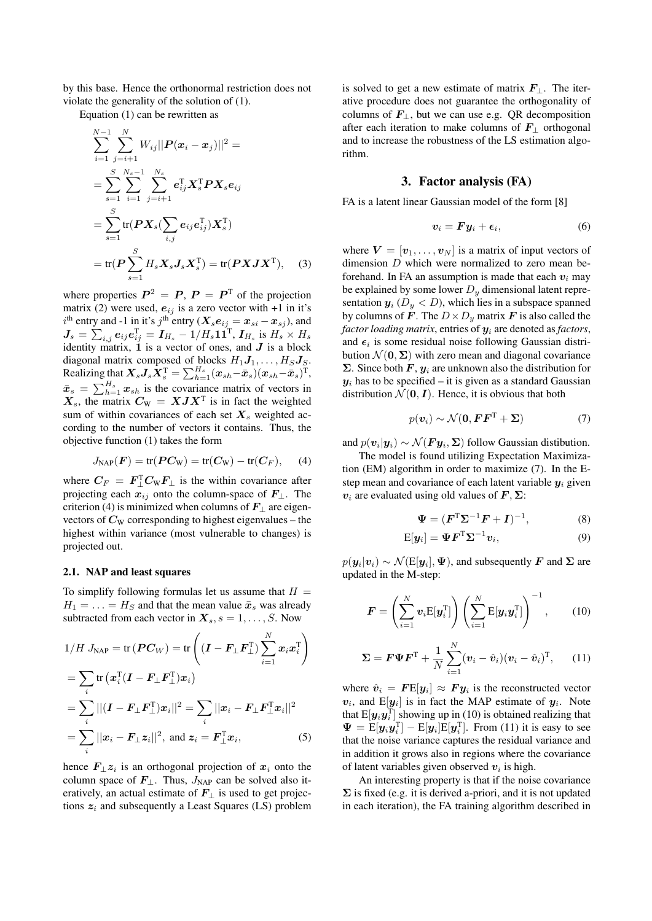by this base. Hence the orthonormal restriction does not violate the generality of the solution of (1).

Equation (1) can be rewritten as

$$\sum_{i=1}^{N-1}\sum_{j=i+1}^{N} W_{ij}||\boldsymbol{P}(\boldsymbol{x}_i-\boldsymbol{x}_j)||^2 =$$

$$= \sum_{s=1}^{S}\sum_{i=1}^{N_s-1}\sum_{j=i+1}^{N_s} \boldsymbol{e}_{ij}^{\mathrm{T}}\boldsymbol{X}_s^{\mathrm{T}}\boldsymbol{P}\boldsymbol{X}_s\boldsymbol{e}_{ij}$$

$$= \sum_{s=1}^{S}\mathrm{tr}(\boldsymbol{P}\boldsymbol{X}_s(\sum_{i,j}\boldsymbol{e}_{ij}\boldsymbol{e}_{ij}^{\mathrm{T}})\boldsymbol{X}_s^{\mathrm{T}})$$

$$= \mathrm{tr}(\boldsymbol{P}\sum_{s=1}^{S}H_s\boldsymbol{X}_s\boldsymbol{J}_s\boldsymbol{X}_s^{\mathrm{T}}) = \mathrm{tr}(\boldsymbol{P}\boldsymbol{X}\boldsymbol{J}\boldsymbol{X}^{\mathrm{T}}), \quad (3)$$

where properties $\boldsymbol{P}^2 = \boldsymbol{P}$, $\boldsymbol{P} = \boldsymbol{P}^{\mathrm{T}}$ of the projection matrix (2) were used, $\boldsymbol{e}_{ij}$ is a zero vector with +1 in it's $i^{\text{th}}$ entry and -1 in it's $j^{\text{th}}$ entry ($\boldsymbol{X}_s\boldsymbol{e}_{ij} = \boldsymbol{x}_{si} - \boldsymbol{x}_{sj}$), and $\boldsymbol{J}_s = \sum_{i,j}\boldsymbol{e}_{ij}\boldsymbol{e}_{ij}^{\mathrm{T}} = \boldsymbol{I}_{H_s} - 1/H_s\boldsymbol{1}\boldsymbol{1}^{\mathrm{T}}$, $\boldsymbol{I}_{H_s}$ is $H_s \times H_s$ identity matrix, $\boldsymbol{1}$ is a vector of ones, and $\boldsymbol{J}$ is a block diagonal matrix composed of blocks $H_1\boldsymbol{J}_1, \ldots, H_S\boldsymbol{J}_S$. Realizing that $\boldsymbol{X}_s\boldsymbol{J}_s\boldsymbol{X}_s^{\mathrm{T}} = \sum_{h=1}^{H_s}(\boldsymbol{x}_{sh}-\bar{\boldsymbol{x}}_s)(\boldsymbol{x}_{sh}-\bar{\boldsymbol{x}}_s)^{\mathrm{T}}$, $\bar{\boldsymbol{x}}_s = \sum_{h=1}^{H_s}\boldsymbol{x}_{sh}$ is the covariance matrix of vectors in $\boldsymbol{X}_s$, the matrix $\boldsymbol{C}_{\mathrm{W}} = \boldsymbol{X}\boldsymbol{J}\boldsymbol{X}^{\mathrm{T}}$ is in fact the weighted sum of within covariances of each set $\boldsymbol{X}_s$ weighted according to the number of vectors it contains. Thus, the objective function (1) takes the form

$$J_{\text{NAP}}(\boldsymbol{F}) = \mathrm{tr}(\boldsymbol{P}\boldsymbol{C}_{\mathrm{W}}) = \mathrm{tr}(\boldsymbol{C}_{\mathrm{W}}) - \mathrm{tr}(\boldsymbol{C}_F), \quad (4)$$

where $\boldsymbol{C}_F = \boldsymbol{F}_\perp^{\mathrm{T}}\boldsymbol{C}_{\mathrm{W}}\boldsymbol{F}_\perp$ is the within covariance after projecting each $\boldsymbol{x}_{ij}$ onto the column-space of $\boldsymbol{F}_\perp$. The criterion (4) is minimized when columns of $\boldsymbol{F}_\perp$ are eigenvectors of $\boldsymbol{C}_{\mathrm{W}}$ corresponding to highest eigenvalues – the highest within variance (most vulnerable to changes) is projected out.

### 2.1. NAP and least squares

To simplify following formulas let us assume that $H = H_1 = \ldots = H_S$ and that the mean value $\bar{\boldsymbol{x}}_s$ was already subtracted from each vector in $\boldsymbol{X}_s, s = 1, \ldots, S$. Now

$$1/H\ J_{\text{NAP}} = \mathrm{tr}\left(\boldsymbol{P}\boldsymbol{C}_W\right) = \mathrm{tr}\left((\boldsymbol{I}-\boldsymbol{F}_\perp\boldsymbol{F}_\perp^{\mathrm{T}})\sum_{i=1}^{N}\boldsymbol{x}_i\boldsymbol{x}_i^{\mathrm{T}}\right)$$

$$= \sum_i \mathrm{tr}\left(\boldsymbol{x}_i^{\mathrm{T}}(\boldsymbol{I}-\boldsymbol{F}_\perp\boldsymbol{F}_\perp^{\mathrm{T}})\boldsymbol{x}_i\right)$$

$$= \sum_i ||(\boldsymbol{I}-\boldsymbol{F}_\perp\boldsymbol{F}_\perp^{\mathrm{T}})\boldsymbol{x}_i||^2 = \sum_i ||\boldsymbol{x}_i - \boldsymbol{F}_\perp\boldsymbol{F}_\perp^{\mathrm{T}}\boldsymbol{x}_i||^2$$

$$= \sum_i ||\boldsymbol{x}_i - \boldsymbol{F}_\perp\boldsymbol{z}_i||^2, \text{ and } \boldsymbol{z}_i = \boldsymbol{F}_\perp^{\mathrm{T}}\boldsymbol{x}_i, \quad (5)$$

hence $\boldsymbol{F}_\perp\boldsymbol{z}_i$ is an orthogonal projection of $\boldsymbol{x}_i$ onto the column space of $\boldsymbol{F}_\perp$. Thus, $J_{\text{NAP}}$ can be solved also iteratively, an actual estimate of $\boldsymbol{F}_\perp$ is used to get projections $\boldsymbol{z}_i$ and subsequently a Least Squares (LS) problem is solved to get a new estimate of matrix $\boldsymbol{F}_\perp$. The iterative procedure does not guarantee the orthogonality of columns of $\boldsymbol{F}_\perp$, but we can use e.g. QR decomposition after each iteration to make columns of $\boldsymbol{F}_\perp$ orthogonal and to increase the robustness of the LS estimation algorithm.

## 3. Factor analysis (FA)

FA is a latent linear Gaussian model of the form [8]

$$\boldsymbol{v}_i = \boldsymbol{F}\boldsymbol{y}_i + \boldsymbol{\epsilon}_i, \quad (6)$$

where $\boldsymbol{V} = [\boldsymbol{v}_1, \ldots, \boldsymbol{v}_N]$ is a matrix of input vectors of dimension $D$ which were normalized to zero mean beforehand. In FA an assumption is made that each $\boldsymbol{v}_i$ may be explained by some lower $D_y$ dimensional latent representation $\boldsymbol{y}_i$ ($D_y < D$), which lies in a subspace spanned by columns of $\boldsymbol{F}$. The $D \times D_y$ matrix $\boldsymbol{F}$ is also called the *factor loading matrix*, entries of $\boldsymbol{y}_i$ are denoted as *factors*, and $\boldsymbol{\epsilon}_i$ is some residual noise following Gaussian distribution $\mathcal{N}(\boldsymbol{0}, \boldsymbol{\Sigma})$ with zero mean and diagonal covariance $\boldsymbol{\Sigma}$. Since both $\boldsymbol{F}$, $\boldsymbol{y}_i$ are unknown also the distribution for $\boldsymbol{y}_i$ has to be specified – it is given as a standard Gaussian distribution $\mathcal{N}(\boldsymbol{0}, \boldsymbol{I})$. Hence, it is obvious that both

$$p(\boldsymbol{v}_i) \sim \mathcal{N}(\boldsymbol{0}, \boldsymbol{F}\boldsymbol{F}^{\mathrm{T}} + \boldsymbol{\Sigma}) \quad (7)$$

and $p(\boldsymbol{v}_i|\boldsymbol{y}_i) \sim \mathcal{N}(\boldsymbol{F}\boldsymbol{y}_i, \boldsymbol{\Sigma})$ follow Gaussian distibution.

The model is found utilizing Expectation Maximization (EM) algorithm in order to maximize (7). In the E-step mean and covariance of each latent variable $\boldsymbol{y}_i$ given $\boldsymbol{v}_i$ are evaluated using old values of $\boldsymbol{F}, \boldsymbol{\Sigma}$:

$$\boldsymbol{\Psi} = (\boldsymbol{F}^{\mathrm{T}}\boldsymbol{\Sigma}^{-1}\boldsymbol{F} + \boldsymbol{I})^{-1}, \quad (8)$$

$$\mathrm{E}[\boldsymbol{y}_i] = \boldsymbol{\Psi}\boldsymbol{F}^{\mathrm{T}}\boldsymbol{\Sigma}^{-1}\boldsymbol{v}_i, \quad (9)$$

$p(\boldsymbol{y}_i|\boldsymbol{v}_i) \sim \mathcal{N}(\mathrm{E}[\boldsymbol{y}_i], \boldsymbol{\Psi})$, and subsequently $\boldsymbol{F}$ and $\boldsymbol{\Sigma}$ are updated in the M-step:

$$\boldsymbol{F} = \left(\sum_{i=1}^{N}\boldsymbol{v}_i\mathrm{E}[\boldsymbol{y}_i^{\mathrm{T}}]\right)\left(\sum_{i=1}^{N}\mathrm{E}[\boldsymbol{y}_i\boldsymbol{y}_i^{\mathrm{T}}]\right)^{-1}, \quad (10)$$

$$\boldsymbol{\Sigma} = \boldsymbol{F}\boldsymbol{\Psi}\boldsymbol{F}^{\mathrm{T}} + \frac{1}{N}\sum_{i=1}^{N}(\boldsymbol{v}_i - \hat{\boldsymbol{v}}_i)(\boldsymbol{v}_i - \hat{\boldsymbol{v}}_i)^{\mathrm{T}}, \quad (11)$$

where $\hat{\boldsymbol{v}}_i = \boldsymbol{F}\mathrm{E}[\boldsymbol{y}_i] \approx \boldsymbol{F}\boldsymbol{y}_i$ is the reconstructed vector $\boldsymbol{v}_i$, and $\mathrm{E}[\boldsymbol{y}_i]$ is in fact the MAP estimate of $\boldsymbol{y}_i$. Note that $\mathrm{E}[\boldsymbol{y}_i\boldsymbol{y}_i^{\mathrm{T}}]$ showing up in (10) is obtained realizing that $\boldsymbol{\Psi} = \mathrm{E}[\boldsymbol{y}_i\boldsymbol{y}_i^{\mathrm{T}}] - \mathrm{E}[\boldsymbol{y}_i]\mathrm{E}[\boldsymbol{y}_i^{\mathrm{T}}]$. From (11) it is easy to see that the noise variance captures the residual variance and in addition it grows also in regions where the covariance of latent variables given observed $\boldsymbol{v}_i$ is high.

An interesting property is that if the noise covariance $\boldsymbol{\Sigma}$ is fixed (e.g. it is derived a-priori, and it is not updated in each iteration), the FA training algorithm described in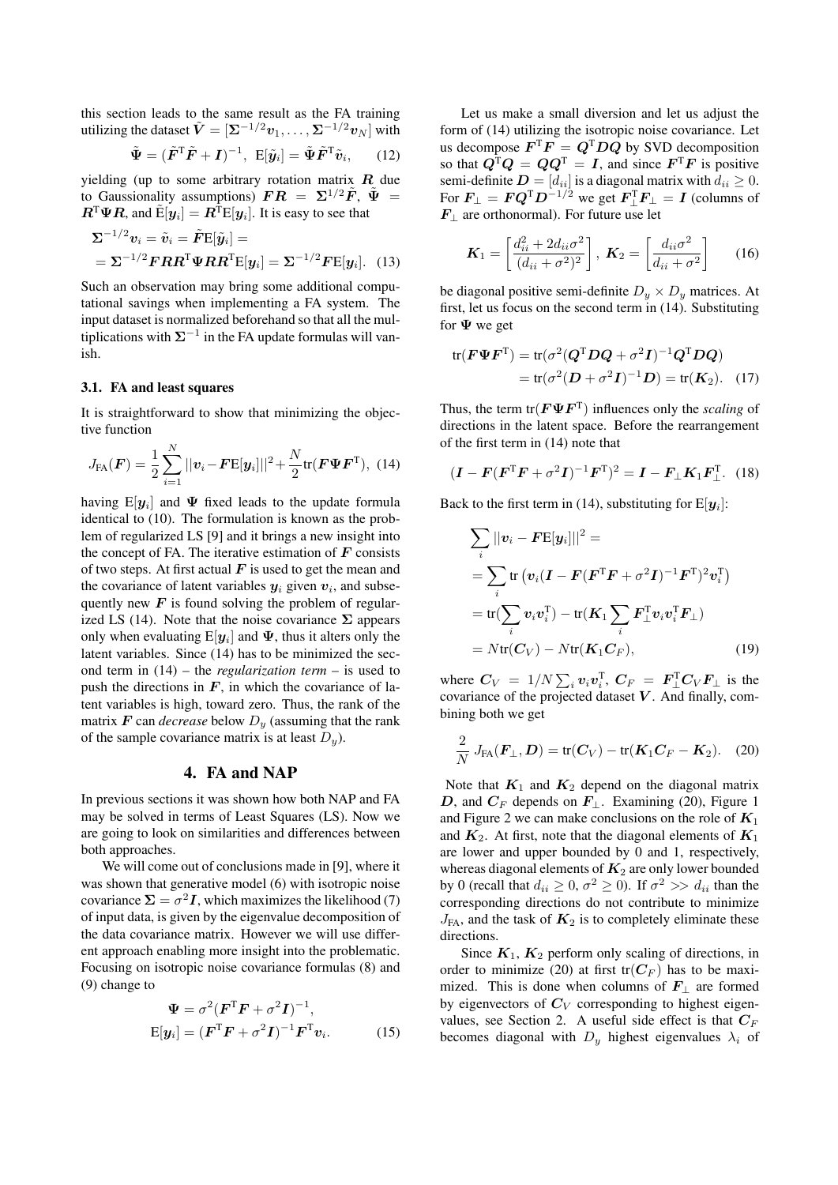this section leads to the same result as the FA training utilizing the dataset $\tilde{\boldsymbol{V}} = [\boldsymbol{\Sigma}^{-1/2}\boldsymbol{v}_1, \ldots, \boldsymbol{\Sigma}^{-1/2}\boldsymbol{v}_N]$ with

$$\tilde{\boldsymbol{\Psi}} = (\tilde{\boldsymbol{F}}^{\mathrm{T}}\tilde{\boldsymbol{F}} + \boldsymbol{I})^{-1}, \;\; \mathrm{E}[\tilde{\boldsymbol{y}}_i] = \tilde{\boldsymbol{\Psi}}\tilde{\boldsymbol{F}}^{\mathrm{T}}\tilde{\boldsymbol{v}}_i, \qquad (12)$$

yielding (up to some arbitrary rotation matrix $\boldsymbol{R}$ due to Gaussionality assumptions) $\boldsymbol{F}\boldsymbol{R} = \boldsymbol{\Sigma}^{1/2}\tilde{\boldsymbol{F}}$, $\tilde{\boldsymbol{\Psi}} = \boldsymbol{R}^{\mathrm{T}}\boldsymbol{\Psi}\boldsymbol{R}$, and $\tilde{\mathrm{E}}[\boldsymbol{y}_i] = \boldsymbol{R}^{\mathrm{T}}\mathrm{E}[\boldsymbol{y}_i]$. It is easy to see that

$$\begin{aligned}
&\boldsymbol{\Sigma}^{-1/2}\boldsymbol{v}_i = \tilde{\boldsymbol{v}}_i = \tilde{\boldsymbol{F}}\mathrm{E}[\tilde{\boldsymbol{y}}_i] = \\
&= \boldsymbol{\Sigma}^{-1/2}\boldsymbol{F}\boldsymbol{R}\boldsymbol{R}^{\mathrm{T}}\boldsymbol{\Psi}\boldsymbol{R}\boldsymbol{R}^{\mathrm{T}}\mathrm{E}[\boldsymbol{y}_i] = \boldsymbol{\Sigma}^{-1/2}\boldsymbol{F}\mathrm{E}[\boldsymbol{y}_i]. \quad (13)
\end{aligned}$$

Such an observation may bring some additional computational savings when implementing a FA system. The input dataset is normalized beforehand so that all the multiplications with $\boldsymbol{\Sigma}^{-1}$ in the FA update formulas will vanish.

### 3.1. FA and least squares

It is straightforward to show that minimizing the objective function

$$J_{\mathrm{FA}}(\boldsymbol{F}) = \frac{1}{2}\sum_{i=1}^{N}||\boldsymbol{v}_i - \boldsymbol{F}\mathrm{E}[\boldsymbol{y}_i]||^2 + \frac{N}{2}\mathrm{tr}(\boldsymbol{F}\boldsymbol{\Psi}\boldsymbol{F}^{\mathrm{T}}), \quad (14)$$

having $\mathrm{E}[\boldsymbol{y}_i]$ and $\boldsymbol{\Psi}$ fixed leads to the update formula identical to (10). The formulation is known as the problem of regularized LS [9] and it brings a new insight into the concept of FA. The iterative estimation of $\boldsymbol{F}$ consists of two steps. At first actual $\boldsymbol{F}$ is used to get the mean and the covariance of latent variables $\boldsymbol{y}_i$ given $\boldsymbol{v}_i$, and subsequently new $\boldsymbol{F}$ is found solving the problem of regularized LS (14). Note that the noise covariance $\boldsymbol{\Sigma}$ appears only when evaluating $\mathrm{E}[\boldsymbol{y}_i]$ and $\boldsymbol{\Psi}$, thus it alters only the latent variables. Since (14) has to be minimized the second term in (14) – the *regularization term* – is used to push the directions in $\boldsymbol{F}$, in which the covariance of latent variables is high, toward zero. Thus, the rank of the matrix $\boldsymbol{F}$ can *decrease* below $D_y$ (assuming that the rank of the sample covariance matrix is at least $D_y$).

## 4. FA and NAP

In previous sections it was shown how both NAP and FA may be solved in terms of Least Squares (LS). Now we are going to look on similarities and differences between both approaches.

We will come out of conclusions made in [9], where it was shown that generative model (6) with isotropic noise covariance $\boldsymbol{\Sigma} = \sigma^2\boldsymbol{I}$, which maximizes the likelihood (7) of input data, is given by the eigenvalue decomposition of the data covariance matrix. However we will use different approach enabling more insight into the problematic. Focusing on isotropic noise covariance formulas (8) and (9) change to

$$\begin{aligned}
\boldsymbol{\Psi} &= \sigma^2(\boldsymbol{F}^{\mathrm{T}}\boldsymbol{F} + \sigma^2\boldsymbol{I})^{-1}, \\
\mathrm{E}[\boldsymbol{y}_i] &= (\boldsymbol{F}^{\mathrm{T}}\boldsymbol{F} + \sigma^2\boldsymbol{I})^{-1}\boldsymbol{F}^{\mathrm{T}}\boldsymbol{v}_i. \qquad (15)
\end{aligned}$$

Let us make a small diversion and let us adjust the form of (14) utilizing the isotropic noise covariance. Let us decompose $\boldsymbol{F}^{\mathrm{T}}\boldsymbol{F} = \boldsymbol{Q}^{\mathrm{T}}\boldsymbol{D}\boldsymbol{Q}$ by SVD decomposition so that $\boldsymbol{Q}^{\mathrm{T}}\boldsymbol{Q} = \boldsymbol{Q}\boldsymbol{Q}^{\mathrm{T}} = \boldsymbol{I}$, and since $\boldsymbol{F}^{\mathrm{T}}\boldsymbol{F}$ is positive semi-definite $\boldsymbol{D} = [d_{ii}]$ is a diagonal matrix with $d_{ii} \geq 0$. For $\boldsymbol{F}_{\perp} = \boldsymbol{F}\boldsymbol{Q}^{\mathrm{T}}\boldsymbol{D}^{-1/2}$ we get $\boldsymbol{F}_{\perp}^{\mathrm{T}}\boldsymbol{F}_{\perp} = \boldsymbol{I}$ (columns of $\boldsymbol{F}_{\perp}$ are orthonormal). For future use let

$$\boldsymbol{K}_1 = \left[\frac{d_{ii}^2 + 2d_{ii}\sigma^2}{(d_{ii} + \sigma^2)^2}\right], \;\; \boldsymbol{K}_2 = \left[\frac{d_{ii}\sigma^2}{d_{ii} + \sigma^2}\right] \qquad (16)$$

be diagonal positive semi-definite $D_y \times D_y$ matrices. At first, let us focus on the second term in (14). Substituting for $\boldsymbol{\Psi}$ we get

$$\begin{aligned}
\mathrm{tr}(\boldsymbol{F}\boldsymbol{\Psi}\boldsymbol{F}^{\mathrm{T}}) &= \mathrm{tr}(\sigma^2(\boldsymbol{Q}^{\mathrm{T}}\boldsymbol{D}\boldsymbol{Q} + \sigma^2\boldsymbol{I})^{-1}\boldsymbol{Q}^{\mathrm{T}}\boldsymbol{D}\boldsymbol{Q}) \\
&= \mathrm{tr}(\sigma^2(\boldsymbol{D} + \sigma^2\boldsymbol{I})^{-1}\boldsymbol{D}) = \mathrm{tr}(\boldsymbol{K}_2). \quad (17)
\end{aligned}$$

Thus, the term $\mathrm{tr}(\boldsymbol{F}\boldsymbol{\Psi}\boldsymbol{F}^{\mathrm{T}})$ influences only the *scaling* of directions in the latent space. Before the rearrangement of the first term in (14) note that

$$(\boldsymbol{I} - \boldsymbol{F}(\boldsymbol{F}^{\mathrm{T}}\boldsymbol{F} + \sigma^2\boldsymbol{I})^{-1}\boldsymbol{F}^{\mathrm{T}})^2 = \boldsymbol{I} - \boldsymbol{F}_{\perp}\boldsymbol{K}_1\boldsymbol{F}_{\perp}^{\mathrm{T}}. \quad (18)$$

Back to the first term in (14), substituting for $\mathrm{E}[\boldsymbol{y}_i]$:

$$\begin{aligned}
&\sum_i ||\boldsymbol{v}_i - \boldsymbol{F}\mathrm{E}[\boldsymbol{y}_i]||^2 = \\
&= \sum_i \mathrm{tr}\left(\boldsymbol{v}_i(\boldsymbol{I} - \boldsymbol{F}(\boldsymbol{F}^{\mathrm{T}}\boldsymbol{F} + \sigma^2\boldsymbol{I})^{-1}\boldsymbol{F}^{\mathrm{T}})^2\boldsymbol{v}_i^{\mathrm{T}}\right) \\
&= \mathrm{tr}(\sum_i \boldsymbol{v}_i\boldsymbol{v}_i^{\mathrm{T}}) - \mathrm{tr}(\boldsymbol{K}_1\sum_i \boldsymbol{F}_{\perp}^{\mathrm{T}}\boldsymbol{v}_i\boldsymbol{v}_i^{\mathrm{T}}\boldsymbol{F}_{\perp}) \\
&= N\mathrm{tr}(\boldsymbol{C}_V) - N\mathrm{tr}(\boldsymbol{K}_1\boldsymbol{C}_F), \qquad (19)
\end{aligned}$$

where $\boldsymbol{C}_V = 1/N\sum_i \boldsymbol{v}_i\boldsymbol{v}_i^{\mathrm{T}}$, $\boldsymbol{C}_F = \boldsymbol{F}_{\perp}^{\mathrm{T}}\boldsymbol{C}_V\boldsymbol{F}_{\perp}$ is the covariance of the projected dataset $\boldsymbol{V}$. And finally, combining both we get

$$\frac{2}{N}\,J_{\mathrm{FA}}(\boldsymbol{F}_{\perp}, \boldsymbol{D}) = \mathrm{tr}(\boldsymbol{C}_V) - \mathrm{tr}(\boldsymbol{K}_1\boldsymbol{C}_F - \boldsymbol{K}_2). \quad (20)$$

Note that $\boldsymbol{K}_1$ and $\boldsymbol{K}_2$ depend on the diagonal matrix $\boldsymbol{D}$, and $\boldsymbol{C}_F$ depends on $\boldsymbol{F}_{\perp}$. Examining (20), Figure 1 and Figure 2 we can make conclusions on the role of $\boldsymbol{K}_1$ and $\boldsymbol{K}_2$. At first, note that the diagonal elements of $\boldsymbol{K}_1$ are lower and upper bounded by 0 and 1, respectively, whereas diagonal elements of $\boldsymbol{K}_2$ are only lower bounded by 0 (recall that $d_{ii} \geq 0$, $\sigma^2 \geq 0$). If $\sigma^2 >> d_{ii}$ than the corresponding directions do not contribute to minimize $J_{\mathrm{FA}}$, and the task of $\boldsymbol{K}_2$ is to completely eliminate these directions.

Since $\boldsymbol{K}_1$, $\boldsymbol{K}_2$ perform only scaling of directions, in order to minimize (20) at first $\mathrm{tr}(\boldsymbol{C}_F)$ has to be maximized. This is done when columns of $\boldsymbol{F}_{\perp}$ are formed by eigenvectors of $\boldsymbol{C}_V$ corresponding to highest eigenvalues, see Section 2. A useful side effect is that $\boldsymbol{C}_F$ becomes diagonal with $D_y$ highest eigenvalues $\lambda_i$ of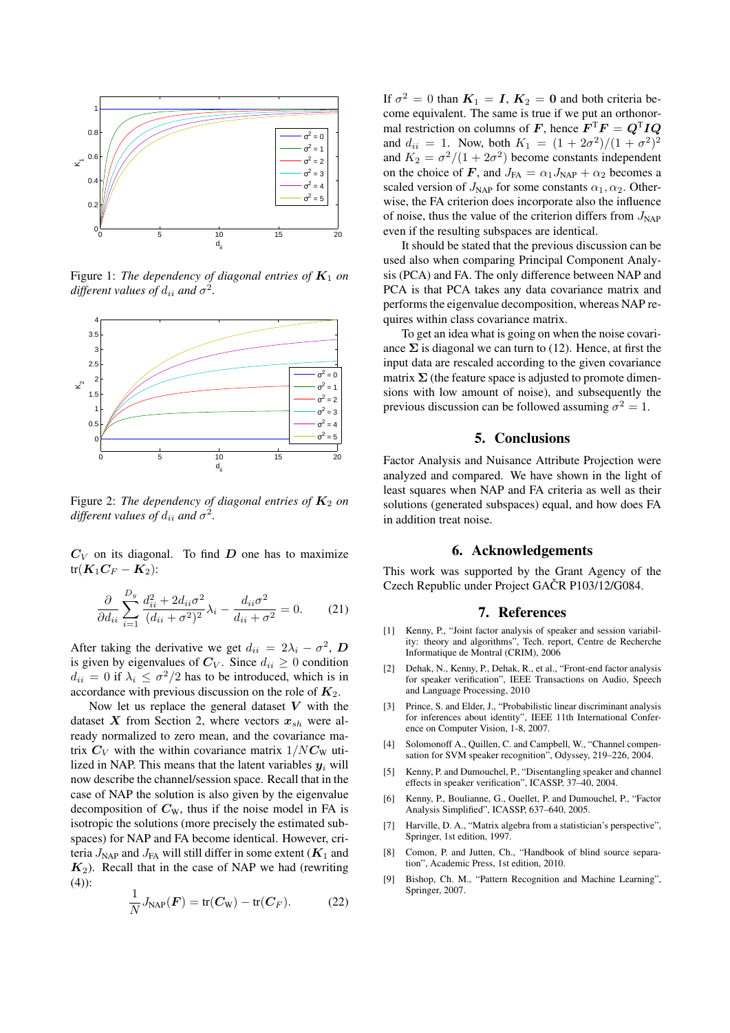1

0.8

0.6

0.4

0.2

0

$K_1$

0 5 10 15 20

$d_{ii}$

$\sigma^2 = 0$
$\sigma^2 = 1$
$\sigma^2 = 2$
$\sigma^2 = 3$
$\sigma^2 = 4$
$\sigma^2 = 5$

Figure 1: *The dependency of diagonal entries of* $\boldsymbol{K}_1$ *on different values of* $d_{ii}$ *and* $\sigma^2$.

4

3.5

3

2.5

2

1.5

1

0.5

0

$K_2$

0 5 10 15 20

$d_{ii}$

$\sigma^2 = 0$
$\sigma^2 = 1$
$\sigma^2 = 2$
$\sigma^2 = 3$
$\sigma^2 = 4$
$\sigma^2 = 5$

Figure 2: *The dependency of diagonal entries of* $\boldsymbol{K}_2$ *on different values of* $d_{ii}$ *and* $\sigma^2$.

$\boldsymbol{C}_V$ on its diagonal. To find $\boldsymbol{D}$ one has to maximize $\text{tr}(\boldsymbol{K}_1\boldsymbol{C}_F - \boldsymbol{K}_2)$:

$$\frac{\partial}{\partial d_{ii}} \sum_{i=1}^{D_y} \frac{d_{ii}^2 + 2d_{ii}\sigma^2}{(d_{ii}+\sigma^2)^2}\lambda_i - \frac{d_{ii}\sigma^2}{d_{ii}+\sigma^2} = 0. \tag{21}$$

After taking the derivative we get $d_{ii} = 2\lambda_i - \sigma^2$, $\boldsymbol{D}$ is given by eigenvalues of $\boldsymbol{C}_V$. Since $d_{ii} \geq 0$ condition $d_{ii} = 0$ if $\lambda_i \leq \sigma^2/2$ has to be introduced, which is in accordance with previous discussion on the role of $\boldsymbol{K}_2$.

Now let us replace the general dataset $\boldsymbol{V}$ with the dataset $\boldsymbol{X}$ from Section 2, where vectors $\boldsymbol{x}_{sh}$ were already normalized to zero mean, and the covariance matrix $\boldsymbol{C}_V$ with the within covariance matrix $1/N\boldsymbol{C}_\text{W}$ utilized in NAP. This means that the latent variables $\boldsymbol{y}_i$ will now describe the channel/session space. Recall that in the case of NAP the solution is also given by the eigenvalue decomposition of $\boldsymbol{C}_\text{W}$, thus if the noise model in FA is isotropic the solutions (more precisely the estimated subspaces) for NAP and FA become identical. However, criteria $J_\text{NAP}$ and $J_\text{FA}$ will still differ in some extent ($\boldsymbol{K}_1$ and $\boldsymbol{K}_2$). Recall that in the case of NAP we had (rewriting (4)):

$$\frac{1}{N} J_\text{NAP}(\boldsymbol{F}) = \text{tr}(\boldsymbol{C}_\text{W}) - \text{tr}(\boldsymbol{C}_F). \tag{22}$$

If $\sigma^2 = 0$ than $\boldsymbol{K}_1 = \boldsymbol{I}$, $\boldsymbol{K}_2 = \boldsymbol{0}$ and both criteria become equivalent. The same is true if we put an orthonormal restriction on columns of $\boldsymbol{F}$, hence $\boldsymbol{F}^\text{T}\boldsymbol{F} = \boldsymbol{Q}^\text{T}\boldsymbol{I}\boldsymbol{Q}$ and $d_{ii} = 1$. Now, both $K_1 = (1+2\sigma^2)/(1+\sigma^2)^2$ and $K_2 = \sigma^2/(1+2\sigma^2)$ become constants independent on the choice of $\boldsymbol{F}$, and $J_\text{FA} = \alpha_1 J_\text{NAP} + \alpha_2$ becomes a scaled version of $J_\text{NAP}$ for some constants $\alpha_1, \alpha_2$. Otherwise, the FA criterion does incorporate also the influence of noise, thus the value of the criterion differs from $J_\text{NAP}$ even if the resulting subspaces are identical.

It should be stated that the previous discussion can be used also when comparing Principal Component Analysis (PCA) and FA. The only difference between NAP and PCA is that PCA takes any data covariance matrix and performs the eigenvalue decomposition, whereas NAP requires within class covariance matrix.

To get an idea what is going on when the noise covariance $\boldsymbol{\Sigma}$ is diagonal we can turn to (12). Hence, at first the input data are rescaled according to the given covariance matrix $\boldsymbol{\Sigma}$ (the feature space is adjusted to promote dimensions with low amount of noise), and subsequently the previous discussion can be followed assuming $\sigma^2 = 1$.

## 5. Conclusions

Factor Analysis and Nuisance Attribute Projection were analyzed and compared. We have shown in the light of least squares when NAP and FA criteria as well as their solutions (generated subspaces) equal, and how does FA in addition treat noise.

## 6. Acknowledgements

This work was supported by the Grant Agency of the Czech Republic under Project GAČR P103/12/G084.

## 7. References

[1] Kenny, P., "Joint factor analysis of speaker and session variability: theory and algorithms", Tech. report, Centre de Recherche Informatique de Montral (CRIM), 2006

[2] Dehak, N., Kenny, P., Dehak, R., et al., "Front-end factor analysis for speaker verification", IEEE Transactions on Audio, Speech and Language Processing, 2010

[3] Prince, S. and Elder, J., "Probabilistic linear discriminant analysis for inferences about identity", IEEE 11th International Conference on Computer Vision, 1-8, 2007.

[4] Solomonoff A., Quillen, C. and Campbell, W., "Channel compensation for SVM speaker recognition", Odyssey, 219–226, 2004.

[5] Kenny, P. and Dumouchel, P., "Disentangling speaker and channel effects in speaker verification", ICASSP, 37–40, 2004.

[6] Kenny, P., Boulianne, G., Ouellet, P. and Dumouchel, P., "Factor Analysis Simplified", ICASSP, 637–640, 2005.

[7] Harville, D. A., "Matrix algebra from a statistician's perspective", Springer, 1st edition, 1997.

[8] Comon, P. and Jutten, Ch., "Handbook of blind source separation", Academic Press, 1st edition, 2010.

[9] Bishop, Ch. M., "Pattern Recognition and Machine Learning", Springer, 2007.